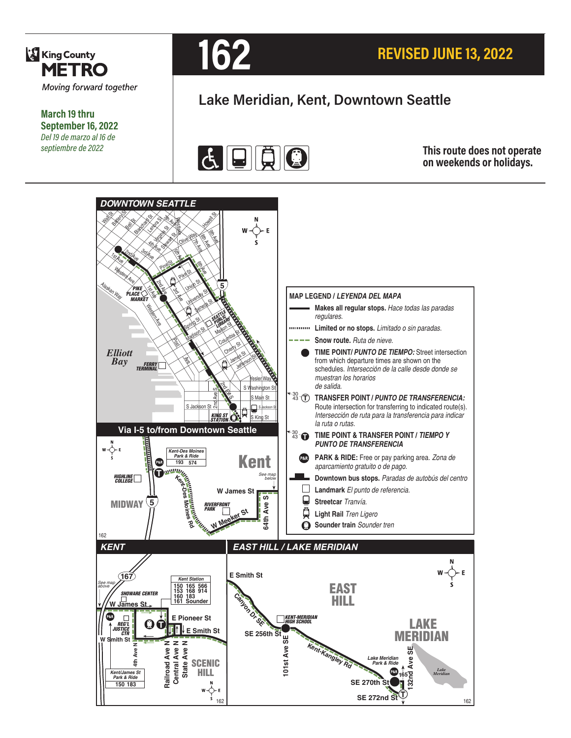King County METRO

*Moving forward together*

**March 19 thru September 16, 2022**

*Del 19 de marzo al 16 de septiembre de 2022*

# 162

**REVISED JUNE 13, 2022**

## Lake Meridian, Kent, Downtown Seattle

**This route does not operate on weekends or holidays.**

### DOWNTOWN SEATTLE

Via I-5 to/from Downtown Seattle

### KENT

### EAST HILL / LAKE MERIDIAN

**MAP LEGEND / *LEYENDA DEL MAPA***

- **Makes all regular stops.** *Hace todas las paradas regulares.*
- **Limited or no stops.** *Limitado o sin paradas.*
- **Snow route.** *Ruta de nieve.*
- **TIME POINT/ *PUNTO DE TIEMPO:*** Street intersection from which departure times are shown on the schedules. *Intersección de la calle desde donde se muestran los horarios de salida.*
- **TRANSFER POINT / *PUNTO DE TRANSFERENCIA:*** Route intersection for transferring to indicated route(s). *Intersección de ruta para la transferencia para indicar la ruta o rutas.*
- **TIME POINT & TRANSFER POINT / *TIEMPO Y PUNTO DE TRANSFERENCIA***
- **PARK & RIDE:** Free or pay parking area. *Zona de aparcamiento gratuito o de pago.*
- **Downtown bus stops.** *Paradas de autobús del centro*
- **Landmark** *El punto de referencia.*
- **Streetcar** *Tranvía.*
- **Light Rail** *Tren Ligero*
- **Sounder train** *Sounder tren*

Kent-Des Moines Park & Ride: 193, 574

Kent Station: 150, 153, 160, 161, 165, 168, 183, 566, 914, Sounder

Kent/James St Park & Ride: 150, 183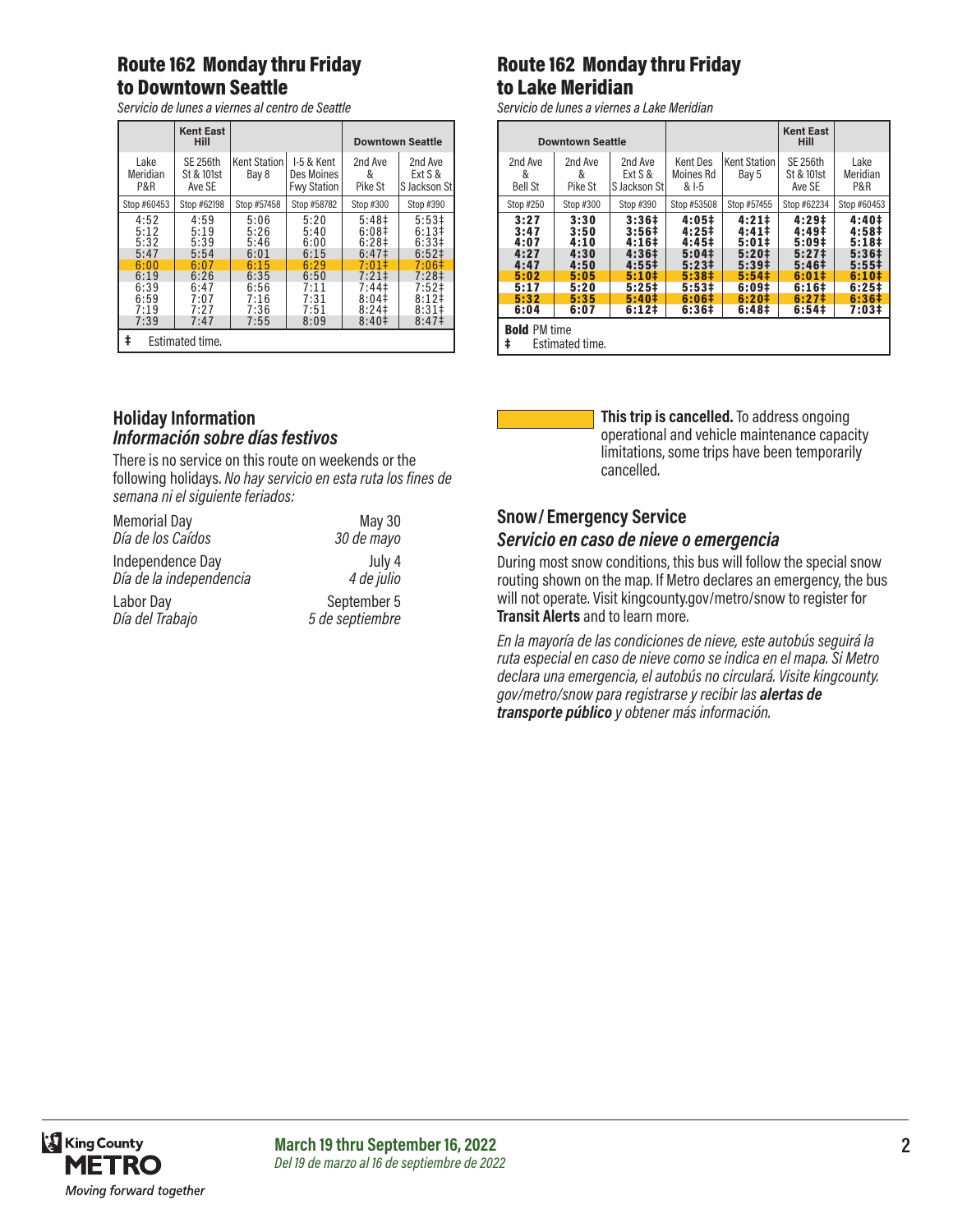## Route 162 Monday thru Friday to Downtown Seattle

*Servicio de lunes a viernes al centro de Seattle*

| | Kent East Hill | | | Downtown Seattle | |
|---|---|---|---|---|---|
| Lake Meridian P&R | SE 256th St & 101st Ave SE | Kent Station Bay 8 | I-5 & Kent Des Moines Fwy Station | 2nd Ave & Pike St | 2nd Ave Ext S & S Jackson St |
| Stop #60453 | Stop #62198 | Stop #57458 | Stop #58782 | Stop #300 | Stop #390 |
| 4:52 | 4:59 | 5:06 | 5:20 | 5:48‡ | 5:53‡ |
| 5:12 | 5:19 | 5:26 | 5:40 | 6:08‡ | 6:13‡ |
| 5:32 | 5:39 | 5:46 | 6:00 | 6:28‡ | 6:33‡ |
| 5:47 | 5:54 | 6:01 | 6:15 | 6:47‡ | 6:52‡ |
| 6:00 | 6:07 | 6:15 | 6:29 | 7:01‡ | 7:06‡ |
| 6:19 | 6:26 | 6:35 | 6:50 | 7:21‡ | 7:28‡ |
| 6:39 | 6:47 | 6:56 | 7:11 | 7:44‡ | 7:52‡ |
| 6:59 | 7:07 | 7:16 | 7:31 | 8:04‡ | 8:12‡ |
| 7:19 | 7:27 | 7:36 | 7:51 | 8:24‡ | 8:31‡ |
| 7:39 | 7:47 | 7:55 | 8:09 | 8:40‡ | 8:47‡ |

‡ Estimated time.

## Route 162 Monday thru Friday to Lake Meridian

*Servicio de lunes a viernes a Lake Meridian*

| Downtown Seattle | | | | | Kent East Hill | |
|---|---|---|---|---|---|---|
| 2nd Ave & Bell St | 2nd Ave & Pike St | 2nd Ave Ext S & S Jackson St | Kent Des Moines Rd & I-5 | Kent Station Bay 5 | SE 256th St & 101st Ave SE | Lake Meridian P&R |
| Stop #250 | Stop #300 | Stop #390 | Stop #53508 | Stop #57455 | Stop #62234 | Stop #60453 |
| **3:27** | **3:30** | **3:36‡** | **4:05‡** | **4:21‡** | **4:29‡** | **4:40‡** |
| **3:47** | **3:50** | **3:56‡** | **4:25‡** | **4:41‡** | **4:49‡** | **4:58‡** |
| **4:07** | **4:10** | **4:16‡** | **4:45‡** | **5:01‡** | **5:09‡** | **5:18‡** |
| **4:27** | **4:30** | **4:36‡** | **5:04‡** | **5:20‡** | **5:27‡** | **5:36‡** |
| **4:47** | **4:50** | **4:55‡** | **5:23‡** | **5:39‡** | **5:46‡** | **5:55‡** |
| **5:02** | **5:05** | **5:10‡** | **5:38‡** | **5:54‡** | **6:01‡** | **6:10‡** |
| **5:17** | **5:20** | **5:25‡** | **5:53‡** | **6:09‡** | **6:16‡** | **6:25‡** |
| **5:32** | **5:35** | **5:40‡** | **6:06‡** | **6:20‡** | **6:27‡** | **6:36‡** |
| **6:04** | **6:07** | **6:12‡** | **6:36‡** | **6:48‡** | **6:54‡** | **7:03‡** |

**Bold** PM time
‡ Estimated time.

### Holiday Information
### *Información sobre días festivos*

There is no service on this route on weekends or the following holidays. *No hay servicio en esta ruta los fines de semana ni el siguiente feriados:*

| | |
|---|---|
| Memorial Day *Día de los Caídos* | May 30 *30 de mayo* |
| Independence Day *Día de la independencia* | July 4 *4 de julio* |
| Labor Day *Día del Trabajo* | September 5 *5 de septiembre* |

**This trip is cancelled.** To address ongoing operational and vehicle maintenance capacity limitations, some trips have been temporarily cancelled.

### Snow / Emergency Service
### *Servicio en caso de nieve o emergencia*

During most snow conditions, this bus will follow the special snow routing shown on the map. If Metro declares an emergency, the bus will not operate. Visit kingcounty.gov/metro/snow to register for **Transit Alerts** and to learn more.

*En la mayoría de las condiciones de nieve, este autobús seguirá la ruta especial en caso de nieve como se indica en el mapa. Si Metro declara una emergencia, el autobús no circulará. Visite kingcounty.gov/metro/snow para registrarse y recibir las **alertas de transporte público** y obtener más información.*

King County METRO
*Moving forward together*

**March 19 thru September 16, 2022**
*Del 19 de marzo al 16 de septiembre de 2022*